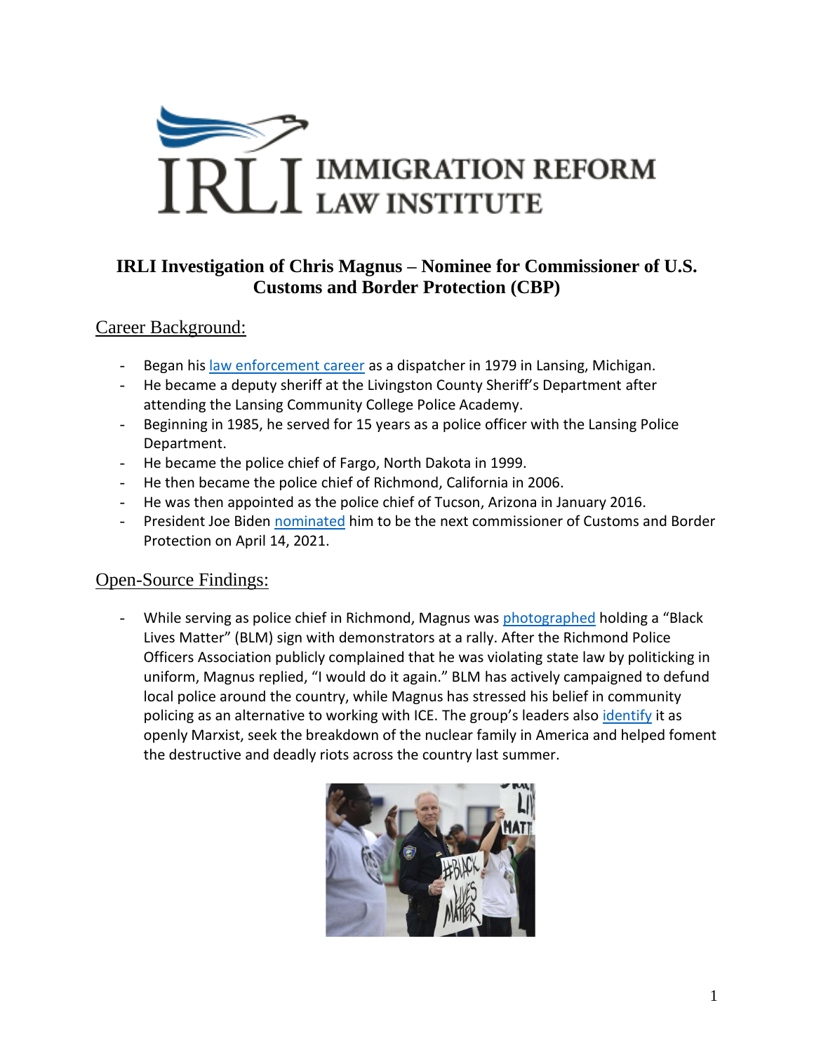# IRLI Investigation of Chris Magnus – Nominee for Commissioner of U.S. Customs and Border Protection (CBP)

## Career Background:

- Began his law enforcement career as a dispatcher in 1979 in Lansing, Michigan.
- He became a deputy sheriff at the Livingston County Sheriff's Department after attending the Lansing Community College Police Academy.
- Beginning in 1985, he served for 15 years as a police officer with the Lansing Police Department.
- He became the police chief of Fargo, North Dakota in 1999.
- He then became the police chief of Richmond, California in 2006.
- He was then appointed as the police chief of Tucson, Arizona in January 2016.
- President Joe Biden nominated him to be the next commissioner of Customs and Border Protection on April 14, 2021.

## Open-Source Findings:

- While serving as police chief in Richmond, Magnus was photographed holding a "Black Lives Matter" (BLM) sign with demonstrators at a rally. After the Richmond Police Officers Association publicly complained that he was violating state law by politicking in uniform, Magnus replied, "I would do it again." BLM has actively campaigned to defund local police around the country, while Magnus has stressed his belief in community policing as an alternative to working with ICE. The group's leaders also identify it as openly Marxist, seek the breakdown of the nuclear family in America and helped foment the destructive and deadly riots across the country last summer.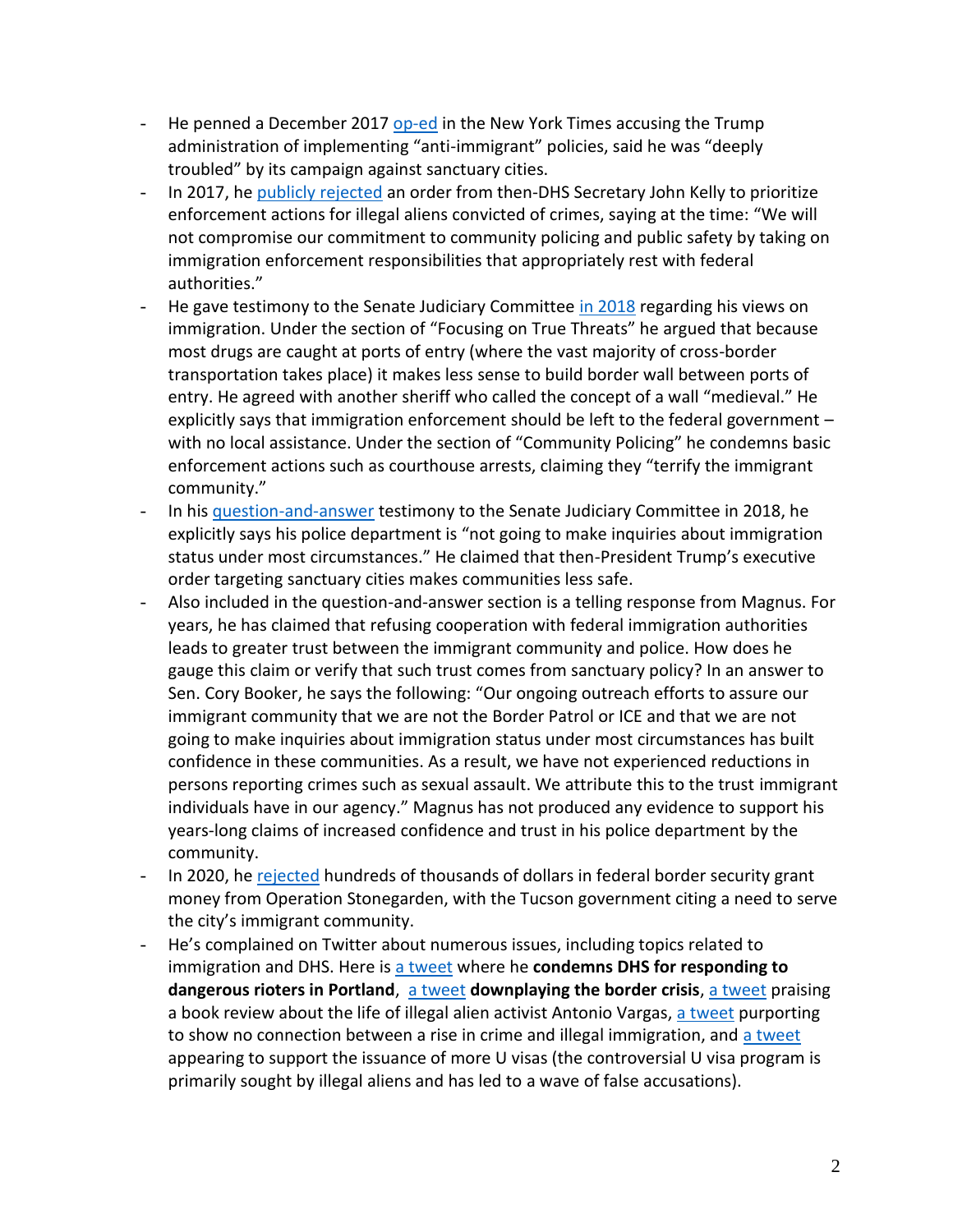- He penned a December 2017 op-ed in the New York Times accusing the Trump administration of implementing "anti-immigrant" policies, said he was "deeply troubled" by its campaign against sanctuary cities.
- In 2017, he publicly rejected an order from then-DHS Secretary John Kelly to prioritize enforcement actions for illegal aliens convicted of crimes, saying at the time: "We will not compromise our commitment to community policing and public safety by taking on immigration enforcement responsibilities that appropriately rest with federal authorities."
- He gave testimony to the Senate Judiciary Committee in 2018 regarding his views on immigration. Under the section of "Focusing on True Threats" he argued that because most drugs are caught at ports of entry (where the vast majority of cross-border transportation takes place) it makes less sense to build border wall between ports of entry. He agreed with another sheriff who called the concept of a wall "medieval." He explicitly says that immigration enforcement should be left to the federal government – with no local assistance. Under the section of "Community Policing" he condemns basic enforcement actions such as courthouse arrests, claiming they "terrify the immigrant community."
- In his question-and-answer testimony to the Senate Judiciary Committee in 2018, he explicitly says his police department is "not going to make inquiries about immigration status under most circumstances." He claimed that then-President Trump's executive order targeting sanctuary cities makes communities less safe.
- Also included in the question-and-answer section is a telling response from Magnus. For years, he has claimed that refusing cooperation with federal immigration authorities leads to greater trust between the immigrant community and police. How does he gauge this claim or verify that such trust comes from sanctuary policy? In an answer to Sen. Cory Booker, he says the following: "Our ongoing outreach efforts to assure our immigrant community that we are not the Border Patrol or ICE and that we are not going to make inquiries about immigration status under most circumstances has built confidence in these communities. As a result, we have not experienced reductions in persons reporting crimes such as sexual assault. We attribute this to the trust immigrant individuals have in our agency." Magnus has not produced any evidence to support his years-long claims of increased confidence and trust in his police department by the community.
- In 2020, he rejected hundreds of thousands of dollars in federal border security grant money from Operation Stonegarden, with the Tucson government citing a need to serve the city's immigrant community.
- He's complained on Twitter about numerous issues, including topics related to immigration and DHS. Here is a tweet where he **condemns DHS for responding to dangerous rioters in Portland**, a tweet **downplaying the border crisis**, a tweet praising a book review about the life of illegal alien activist Antonio Vargas, a tweet purporting to show no connection between a rise in crime and illegal immigration, and a tweet appearing to support the issuance of more U visas (the controversial U visa program is primarily sought by illegal aliens and has led to a wave of false accusations).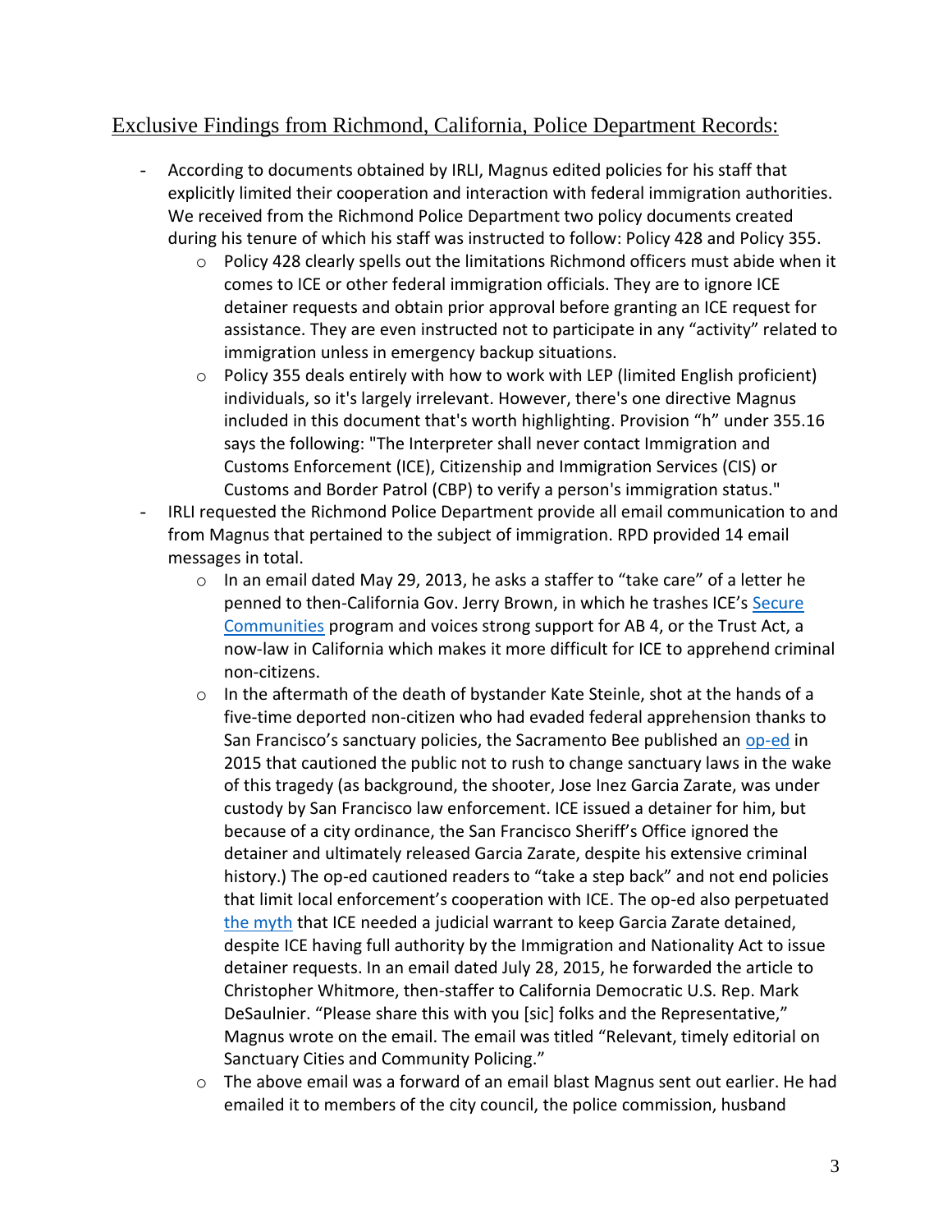## Exclusive Findings from Richmond, California, Police Department Records:

- According to documents obtained by IRLI, Magnus edited policies for his staff that explicitly limited their cooperation and interaction with federal immigration authorities. We received from the Richmond Police Department two policy documents created during his tenure of which his staff was instructed to follow: Policy 428 and Policy 355.
  - Policy 428 clearly spells out the limitations Richmond officers must abide when it comes to ICE or other federal immigration officials. They are to ignore ICE detainer requests and obtain prior approval before granting an ICE request for assistance. They are even instructed not to participate in any "activity" related to immigration unless in emergency backup situations.
  - Policy 355 deals entirely with how to work with LEP (limited English proficient) individuals, so it's largely irrelevant. However, there's one directive Magnus included in this document that's worth highlighting. Provision "h" under 355.16 says the following: "The Interpreter shall never contact Immigration and Customs Enforcement (ICE), Citizenship and Immigration Services (CIS) or Customs and Border Patrol (CBP) to verify a person's immigration status."
- IRLI requested the Richmond Police Department provide all email communication to and from Magnus that pertained to the subject of immigration. RPD provided 14 email messages in total.
  - In an email dated May 29, 2013, he asks a staffer to "take care" of a letter he penned to then-California Gov. Jerry Brown, in which he trashes ICE's [Secure Communities]() program and voices strong support for AB 4, or the Trust Act, a now-law in California which makes it more difficult for ICE to apprehend criminal non-citizens.
  - In the aftermath of the death of bystander Kate Steinle, shot at the hands of a five-time deported non-citizen who had evaded federal apprehension thanks to San Francisco's sanctuary policies, the Sacramento Bee published an [op-ed]() in 2015 that cautioned the public not to rush to change sanctuary laws in the wake of this tragedy (as background, the shooter, Jose Inez Garcia Zarate, was under custody by San Francisco law enforcement. ICE issued a detainer for him, but because of a city ordinance, the San Francisco Sheriff's Office ignored the detainer and ultimately released Garcia Zarate, despite his extensive criminal history.) The op-ed cautioned readers to "take a step back" and not end policies that limit local enforcement's cooperation with ICE. The op-ed also perpetuated [the myth]() that ICE needed a judicial warrant to keep Garcia Zarate detained, despite ICE having full authority by the Immigration and Nationality Act to issue detainer requests. In an email dated July 28, 2015, he forwarded the article to Christopher Whitmore, then-staffer to California Democratic U.S. Rep. Mark DeSaulnier. "Please share this with you [sic] folks and the Representative," Magnus wrote on the email. The email was titled "Relevant, timely editorial on Sanctuary Cities and Community Policing."
  - The above email was a forward of an email blast Magnus sent out earlier. He had emailed it to members of the city council, the police commission, husband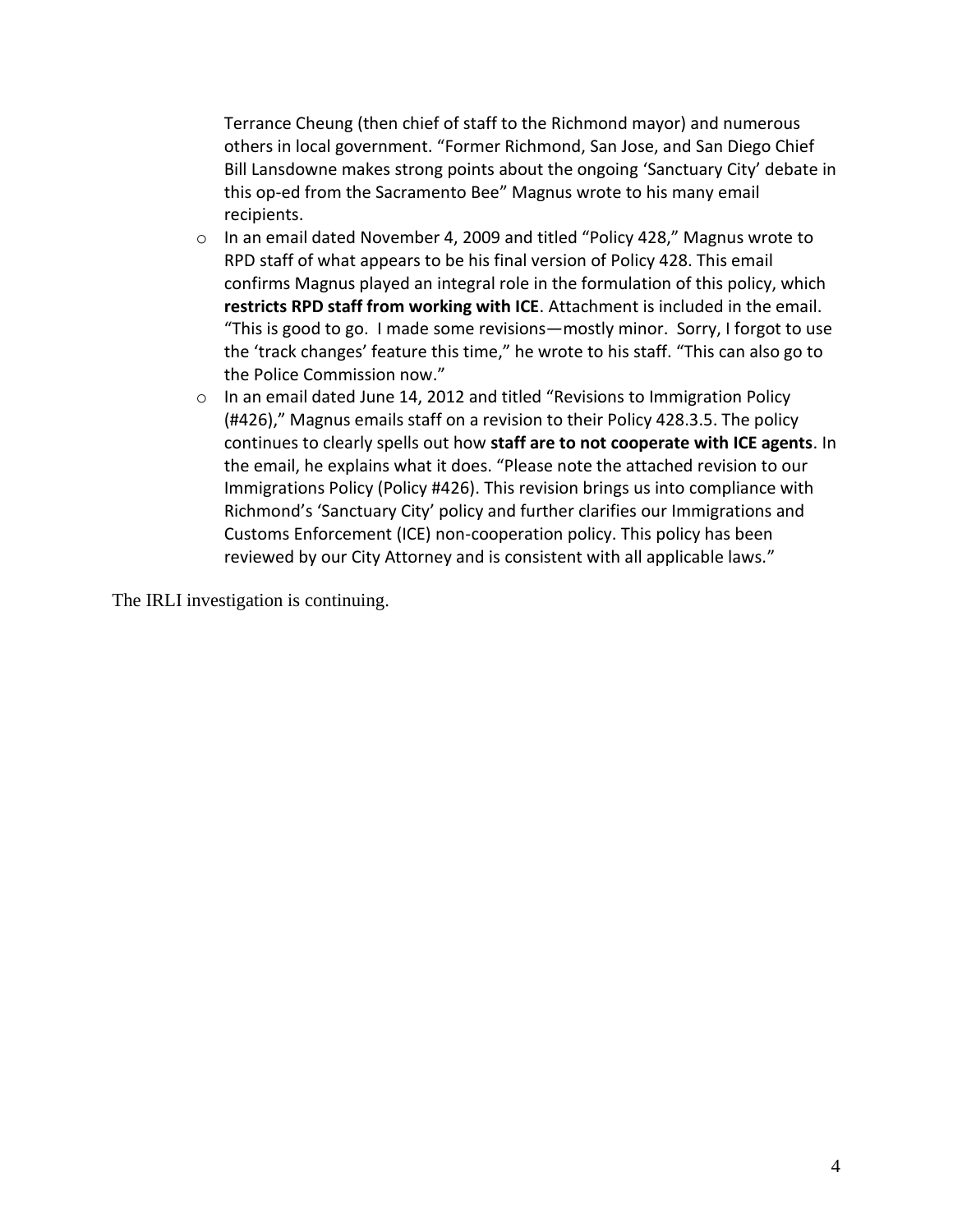Terrance Cheung (then chief of staff to the Richmond mayor) and numerous others in local government. "Former Richmond, San Jose, and San Diego Chief Bill Lansdowne makes strong points about the ongoing 'Sanctuary City' debate in this op-ed from the Sacramento Bee" Magnus wrote to his many email recipients.

- In an email dated November 4, 2009 and titled "Policy 428," Magnus wrote to RPD staff of what appears to be his final version of Policy 428. This email confirms Magnus played an integral role in the formulation of this policy, which **restricts RPD staff from working with ICE**. Attachment is included in the email. "This is good to go. I made some revisions—mostly minor. Sorry, I forgot to use the 'track changes' feature this time," he wrote to his staff. "This can also go to the Police Commission now."
- In an email dated June 14, 2012 and titled "Revisions to Immigration Policy (#426)," Magnus emails staff on a revision to their Policy 428.3.5. The policy continues to clearly spells out how **staff are to not cooperate with ICE agents**. In the email, he explains what it does. "Please note the attached revision to our Immigrations Policy (Policy #426). This revision brings us into compliance with Richmond's 'Sanctuary City' policy and further clarifies our Immigrations and Customs Enforcement (ICE) non-cooperation policy. This policy has been reviewed by our City Attorney and is consistent with all applicable laws."

The IRLI investigation is continuing.